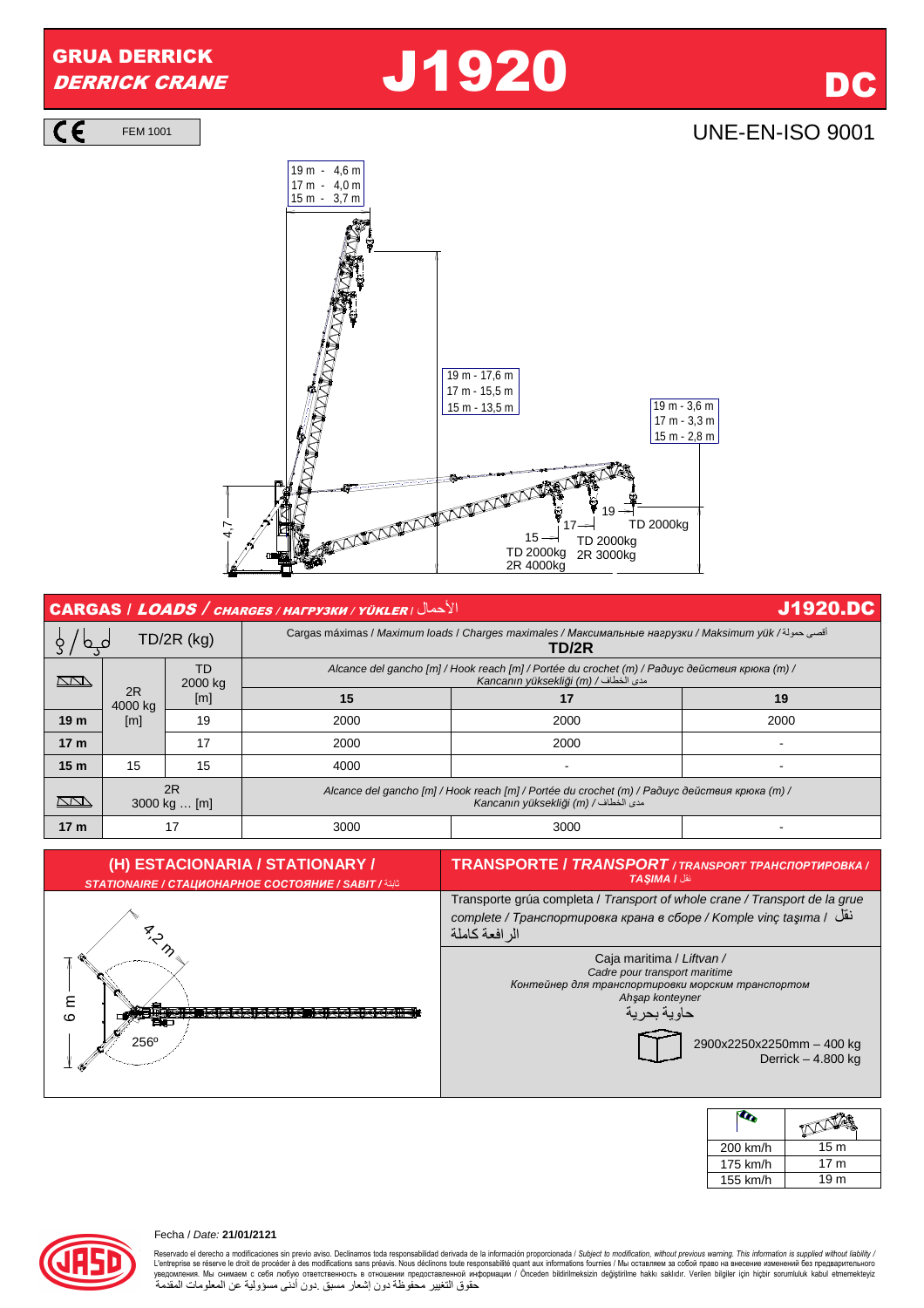# GRUA DERRICK *DERRICK CRANE* J1920 DC

CE FEM 1001

UNE-EN-ISO 9001

| | |
|---|---|
| 19 m - | 4,6 m |
| 17 m - | 4,0 m |
| 15 m - | 3,7 m |

| | |
|---|---|
| 19 m - | 17,6 m |
| 17 m - | 15,5 m |
| 15 m - | 13,5 m |

| | |
|---|---|
| 19 m - | 3,6 m |
| 17 m - | 3,3 m |
| 15 m - | 2,8 m |

4,7

19 — TD 2000kg

17 — TD 2000kg, 2R 3000kg

15 — TD 2000kg, 2R 4000kg

## CARGAS / *LOADS / CHARGES / НАГРУЗКИ / YÜKLER* / الأحمال — J1920.DC

| TD/2R (kg) | | | Cargas máximas / *Maximum loads / Charges maximales / Максимальные нагрузки / Maksimum yük* / أقصى حمولة **TD/2R** | | |
|---|---|---|---|---|---|
| | 2R 4000 kg [m] | TD 2000 kg [m] | *Alcance del gancho [m] / Hook reach [m] / Portée du crochet (m) / Радиус действия крюка (m) / Kancanın yüksekliği (m) /* مدى الخطاف | | |
| | | | **15** | **17** | **19** |
| **19 m** | | 19 | 2000 | 2000 | 2000 |
| **17 m** | | 17 | 2000 | 2000 | - |
| **15 m** | 15 | 15 | 4000 | - | - |
| | 2R 3000 kg … [m] | | *Alcance del gancho [m] / Hook reach [m] / Portée du crochet (m) / Радиус действия крюка (m) / Kancanın yüksekliği (m) /* مدى الخطاف | | |
| **17 m** | 17 | | 3000 | 3000 | - |

## (H) ESTACIONARIA / STATIONARY / *STATIONAIRE / СТАЦИОНАРНОЕ СОСТОЯНИЕ / SABIT* / ثابتة

4,2 m

6 m

256º

## TRANSPORTE / *TRANSPORT / TRANSPORT ТРАНСПОРТИРОВКА / TAŞIMA* / نقل

Transporte grúa completa / *Transport of whole crane / Transport de la grue complete / Транспортировка крана в сборе / Komple vinç taşıma* / نقل الرافعة كاملة

Caja maritima / *Liftvan /*
*Cadre pour transport maritime*
*Контейнер для транспортировки морским транспортом*
*Ahşap konteyner*
حاوية بحرية

2900x2250x2250mm – 400 kg
Derrick – 4.800 kg

| | |
|---|---|
| 200 km/h | 15 m |
| 175 km/h | 17 m |
| 155 km/h | 19 m |

Fecha / *Date:* **21/01/2121**

Reservado el derecho a modificaciones sin previo aviso. Declinamos toda responsabilidad derivada de la información proporcionada / *Subject to modification, without previous warning. This information is supplied without liability /* L'entreprise se réserve le droit de procéder à des modifications sans préavis. Nous déclinons toute responsabilité quant aux informations fournies / Мы оставляем за собой право на внесение изменений без предварительного уведомления. Мы снимаем с себя любую ответственность в отношении предоставленной информации / Önceden bildirilmeksizin değiştirilme hakkı saklıdır. Verilen bilgiler için hiçbir sorumluluk kabul etmemekteyiz
حقوق التغيير محفوظة دون إشعار مسبق .دون أدنى مسؤولية عن المعلومات المقدمة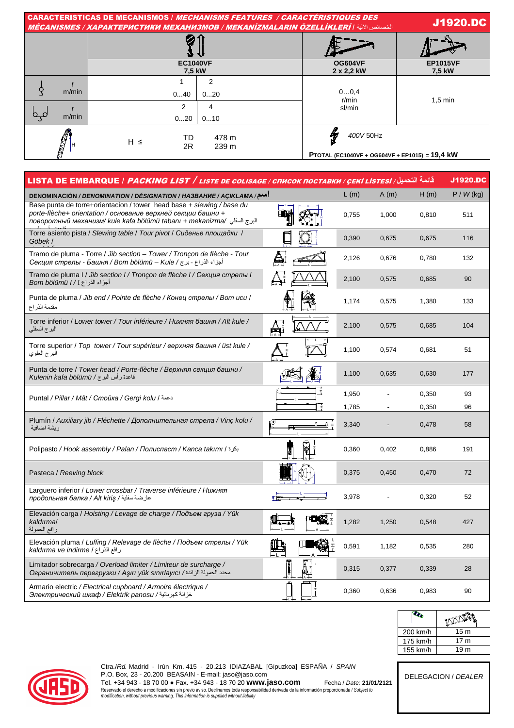## CARACTERISTICAS DE MECANISMOS / *MECHANISMS FEATURES / CARACTÉRISTIQUES DES MÉCANISMES / ХАРАКТЕРИСТИКИ МЕХАНИЗМОВ / MEKANİZMALARIN ÖZELLİKLERİ* / الخصائص الآلية — J1920.DC

| | | EC1040VF 7,5 kW | | OG604VF 2 x 2,2 kW | EP1015VF 7,5 kW |
|---|---|---|---|---|---|
| | t m/min | 1 | 2 | 0…0,4 r/min sl/min | 1,5 min |
| | | 0…40 | 0…20 | | |
| | t m/min | 2 | 4 | | |
| | | 0…20 | 0…10 | | |
| H ≤ | | TD 2R | 478 m 239 m | 400V 50Hz | |
| | | | | PTOTAL (EC1040VF + OG604VF + EP1015) = 19,4 kW | |

## LISTA DE EMBARQUE / *PACKING LIST / LISTE DE COLISAGE / СПИСОК ПОСТАВКИ / ÇEKİ LİSTESİ* / قائمة التحميل — J1920.DC

| DENOMINACIÓN / *DENOMINATION / DÉSIGNATION / НАЗВАНИЕ / AÇIKLAMA* / اسم | L (m) | A (m) | H (m) | P / *W* (kg) |
|---|---|---|---|---|
| Base punta de torre+orientacion / *tower head base + slewing / base du porte-flèche+ orientation / основание верхней секции башни + поворотный механизм/ kule kafa bölümü tabanı + mekanizma/* قاعدة رأس البرج السفلي | 0,755 | 1,000 | 0,810 | 511 |
| Torre asiento pista / *Slewing table / Tour pivot / Сиденье площадки / Göbek /* | 0,390 | 0,675 | 0,675 | 116 |
| Tramo de pluma - Torre / *Jib section – Tower / Tronçon de flèche - Tour Секция стрелы - Башня / Bom bölümü – Kule /* أجزاء الذراع - برج | 2,126 | 0,676 | 0,780 | 132 |
| Tramo de pluma I / *Jib section I / Tronçon de flèche I / Секция стрелы I Bom bölümü I /* أجزاء الذراع I | 2,100 | 0,575 | 0,685 | 90 |
| Punta de pluma / *Jib end / Pointe de flèche / Конец стрелы / Bom ucu /* مقدمة الذراع | 1,174 | 0,575 | 1,380 | 133 |
| Torre inferior / *Lower tower / Tour inférieure / Нижняя башня / Alt kule /* البرج السفلي | 2,100 | 0,575 | 0,685 | 104 |
| Torre superior / *Top tower / Tour supérieur / верхняя башня / üst kule /* البرج العلوي | 1,100 | 0,574 | 0,681 | 51 |
| Punta de torre / *Tower head / Porte-flèche / Верхняя секция башни / Kulenin kafa bölümü /* قاعدة رأس البرج | 1,100 | 0,635 | 0,630 | 177 |
| Puntal / *Pillar / Mât / Стойка / Gergi kolu /* دعمة | 1,950 | - | 0,350 | 93 |
| | 1,785 | - | 0,350 | 96 |
| Plumín / *Auxiliary jib / Fléchette / Дополнительная стрела / Vinç kolu /* ريشة اضافية | 3,340 | - | 0,478 | 58 |
| Polipasto / *Hook assembly / Palan / Полиспаст / Kanca takımı /* بكرة | 0,360 | 0,402 | 0,886 | 191 |
| Pasteca / *Reeving block* | 0,375 | 0,450 | 0,470 | 72 |
| Larguero inferior / *Lower crossbar / Traverse inférieure / Нижняя продольная балка / Alt kiriş /* عارضة سفلية | 3,978 | - | 0,320 | 52 |
| Elevación carga / *Hoisting / Levage de charge / Подъем груза / Yük kaldırmal* رافع الحمولة | 1,282 | 1,250 | 0,548 | 427 |
| Elevación pluma / *Luffing / Relevage de flèche / Подъем стрелы / Yük kaldırma ve indirme /* رافع الذراع | 0,591 | 1,182 | 0,535 | 280 |
| Limitador sobrecarga / *Overload limiter / Limiteur de surcharge / Ограничитель перегрузки / Aşırı yük sınırlayıcı /* محدد الحمولة الزائدة | 0,315 | 0,377 | 0,339 | 28 |
| Armario electric / *Electrical cupboard / Armoire électrique / Электрический шкаф / Elektrik panosu /* خزانة كهربائية | 0,360 | 0,636 | 0,983 | 90 |

| | |
|---|---|
| 200 km/h | 15 m |
| 175 km/h | 17 m |
| 155 km/h | 19 m |

Ctra./*Rd.* Madrid - Irún Km. 415 - 20.213 IDIAZABAL [Gipuzkoa] ESPAÑA / *SPAIN*
P.O. Box, 23 - 20.200 BEASAIN - E-mail: jaso@jaso.com
Tel. +34 943 - 18 70 00 ● Fax. +34 943 - 18 70 20 **www.jaso.com** Fecha / *Date:* **21/01/2121**
Reservado el derecho a modificaciones sin previo aviso. Declinamos toda responsabilidad derivada de la información proporcionada / *Subject to modification, without previous warning. This information is supplied without liability*

DELEGACION / *DEALER*